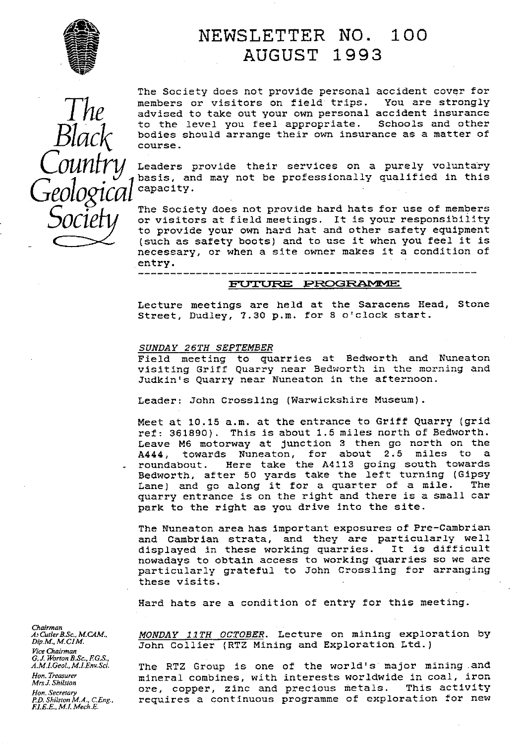# NEWSLETTER NO. 100
# AUGUST 1993

The Black Country Geological Society

The Society does not provide personal accident cover for members or visitors on field trips. You are strongly advised to take out your own personal accident insurance to the level you feel appropriate. Schools and other bodies should arrange their own insurance as a matter of course.

Leaders provide their services on a purely voluntary basis, and may not be professionally qualified in this capacity.

The Society does not provide hard hats for use of members or visitors at field meetings. It is your responsibility to provide your own hard hat and other safety equipment (such as safety boots) and to use it when you feel it is necessary, or when a site owner makes it a condition of entry.

---

## FUTURE PROGRAMME

Lecture meetings are held at the Saracens Head, Stone Street, Dudley, 7.30 p.m. for 8 o'clock start.

*SUNDAY 26TH SEPTEMBER*
Field meeting to quarries at Bedworth and Nuneaton visiting Griff Quarry near Bedworth in the morning and Judkin's Quarry near Nuneaton in the afternoon.

Leader: John Crossling (Warwickshire Museum).

Meet at 10.15 a.m. at the entrance to Griff Quarry (grid ref: 361890). This is about 1.5 miles north of Bedworth. Leave M6 motorway at junction 3 then go north on the A444, towards Nuneaton, for about 2.5 miles to a roundabout. Here take the A4113 going south towards Bedworth, after 50 yards take the left turning (Gipsy Lane) and go along it for a quarter of a mile. The quarry entrance is on the right and there is a small car park to the right as you drive into the site.

The Nuneaton area has important exposures of Pre-Cambrian and Cambrian strata, and they are particularly well displayed in these working quarries. It is difficult nowadays to obtain access to working quarries so we are particularly grateful to John Crossling for arranging these visits.

Hard hats are a condition of entry for this meeting.

*MONDAY 11TH OCTOBER*. Lecture on mining exploration by John Collier (RTZ Mining and Exploration Ltd.)

The RTZ Group is one of the world's major mining and mineral combines, with interests worldwide in coal, iron ore, copper, zinc and precious metals. This activity requires a continuous programme of exploration for new

*Chairman*
A. Cutler B.Sc., M.CAM., Dip.M., M.CIM.
*Vice Chairman*
G.J. Worton B.Sc., F.G.S., A.M.I.Geol., M.I.Env.Sci.
*Hon. Treasurer*
Mrs J. Shilston
*Hon. Secretary*
P.D. Shilston M.A., C.Eng., F.I.E.E., M.I. Mech.E.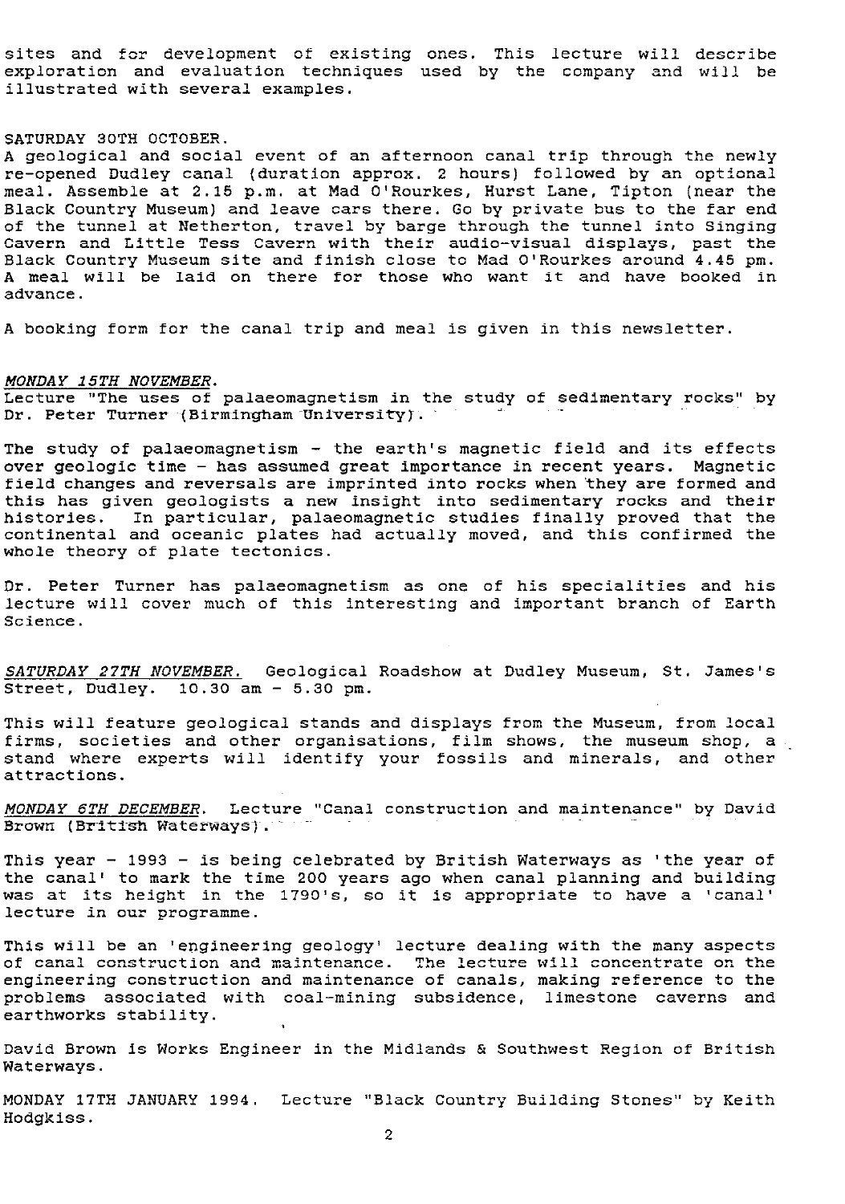sites and for development of existing ones. This lecture will describe exploration and evaluation techniques used by the company and will be illustrated with several examples.

SATURDAY 30TH OCTOBER.
A geological and social event of an afternoon canal trip through the newly re-opened Dudley canal (duration approx. 2 hours) followed by an optional meal. Assemble at 2.15 p.m. at Mad O'Rourkes, Hurst Lane, Tipton (near the Black Country Museum) and leave cars there. Go by private bus to the far end of the tunnel at Netherton, travel by barge through the tunnel into Singing Cavern and Little Tess Cavern with their audio-visual displays, past the Black Country Museum site and finish close to Mad O'Rourkes around 4.45 pm. A meal will be laid on there for those who want it and have booked in advance.

A booking form for the canal trip and meal is given in this newsletter.

*MONDAY 15TH NOVEMBER.*
Lecture "The uses of palaeomagnetism in the study of sedimentary rocks" by Dr. Peter Turner (Birmingham University).

The study of palaeomagnetism - the earth's magnetic field and its effects over geologic time - has assumed great importance in recent years. Magnetic field changes and reversals are imprinted into rocks when they are formed and this has given geologists a new insight into sedimentary rocks and their histories. In particular, palaeomagnetic studies finally proved that the continental and oceanic plates had actually moved, and this confirmed the whole theory of plate tectonics.

Dr. Peter Turner has palaeomagnetism as one of his specialities and his lecture will cover much of this interesting and important branch of Earth Science.

*SATURDAY 27TH NOVEMBER.* Geological Roadshow at Dudley Museum, St. James's Street, Dudley. 10.30 am - 5.30 pm.

This will feature geological stands and displays from the Museum, from local firms, societies and other organisations, film shows, the museum shop, a stand where experts will identify your fossils and minerals, and other attractions.

*MONDAY 6TH DECEMBER.* Lecture "Canal construction and maintenance" by David Brown (British Waterways).

This year - 1993 - is being celebrated by British Waterways as 'the year of the canal' to mark the time 200 years ago when canal planning and building was at its height in the 1790's, so it is appropriate to have a 'canal' lecture in our programme.

This will be an 'engineering geology' lecture dealing with the many aspects of canal construction and maintenance. The lecture will concentrate on the engineering construction and maintenance of canals, making reference to the problems associated with coal-mining subsidence, limestone caverns and earthworks stability.

David Brown is Works Engineer in the Midlands & Southwest Region of British Waterways.

MONDAY 17TH JANUARY 1994. Lecture "Black Country Building Stones" by Keith Hodgkiss.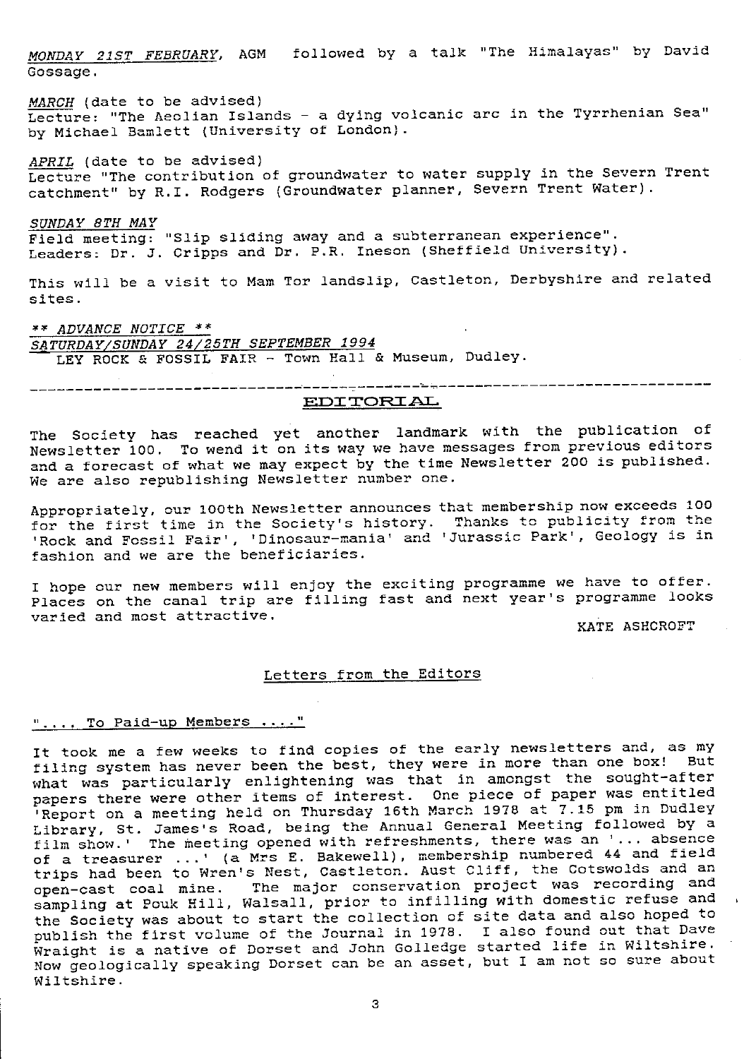*MONDAY 21ST FEBRUARY*, AGM followed by a talk "The Himalayas" by David Gossage.

*MARCH* (date to be advised)
Lecture: "The Aeolian Islands - a dying volcanic arc in the Tyrrhenian Sea" by Michael Bamlett (University of London).

*APRIL* (date to be advised)
Lecture "The contribution of groundwater to water supply in the Severn Trent catchment" by R.I. Rodgers (Groundwater planner, Severn Trent Water).

*SUNDAY 8TH MAY*
Field meeting: "Slip sliding away and a subterranean experience".
Leaders: Dr. J. Cripps and Dr. P.R. Ineson (Sheffield University).

This will be a visit to Mam Tor landslip, Castleton, Derbyshire and related sites.

*** ADVANCE NOTICE ***
*SATURDAY/SUNDAY 24/25TH SEPTEMBER 1994*
LEY ROCK & FOSSIL FAIR - Town Hall & Museum, Dudley.

---

## EDITORIAL

The Society has reached yet another landmark with the publication of Newsletter 100. To wend it on its way we have messages from previous editors and a forecast of what we may expect by the time Newsletter 200 is published. We are also republishing Newsletter number one.

Appropriately, our 100th Newsletter announces that membership now exceeds 100 for the first time in the Society's history. Thanks to publicity from the 'Rock and Fossil Fair', 'Dinosaur-mania' and 'Jurassic Park', Geology is in fashion and we are the beneficiaries.

I hope our new members will enjoy the exciting programme we have to offer. Places on the canal trip are filling fast and next year's programme looks varied and most attractive.

KATE ASHCROFT

## Letters from the Editors

### ".... To Paid-up Members ...."

It took me a few weeks to find copies of the early newsletters and, as my filing system has never been the best, they were in more than one box! But what was particularly enlightening was that in amongst the sought-after papers there were other items of interest. One piece of paper was entitled 'Report on a meeting held on Thursday 16th March 1978 at 7.15 pm in Dudley Library, St. James's Road, being the Annual General Meeting followed by a film show.' The meeting opened with refreshments, there was an '... absence of a treasurer ...' (a Mrs E. Bakewell), membership numbered 44 and field trips had been to Wren's Nest, Castleton. Aust Cliff, the Cotswolds and an open-cast coal mine. The major conservation project was recording and sampling at Pouk Hill, Walsall, prior to infilling with domestic refuse and the Society was about to start the collection of site data and also hoped to publish the first volume of the Journal in 1978. I also found out that Dave Wraight is a native of Dorset and John Golledge started life in Wiltshire. Now geologically speaking Dorset can be an asset, but I am not so sure about Wiltshire.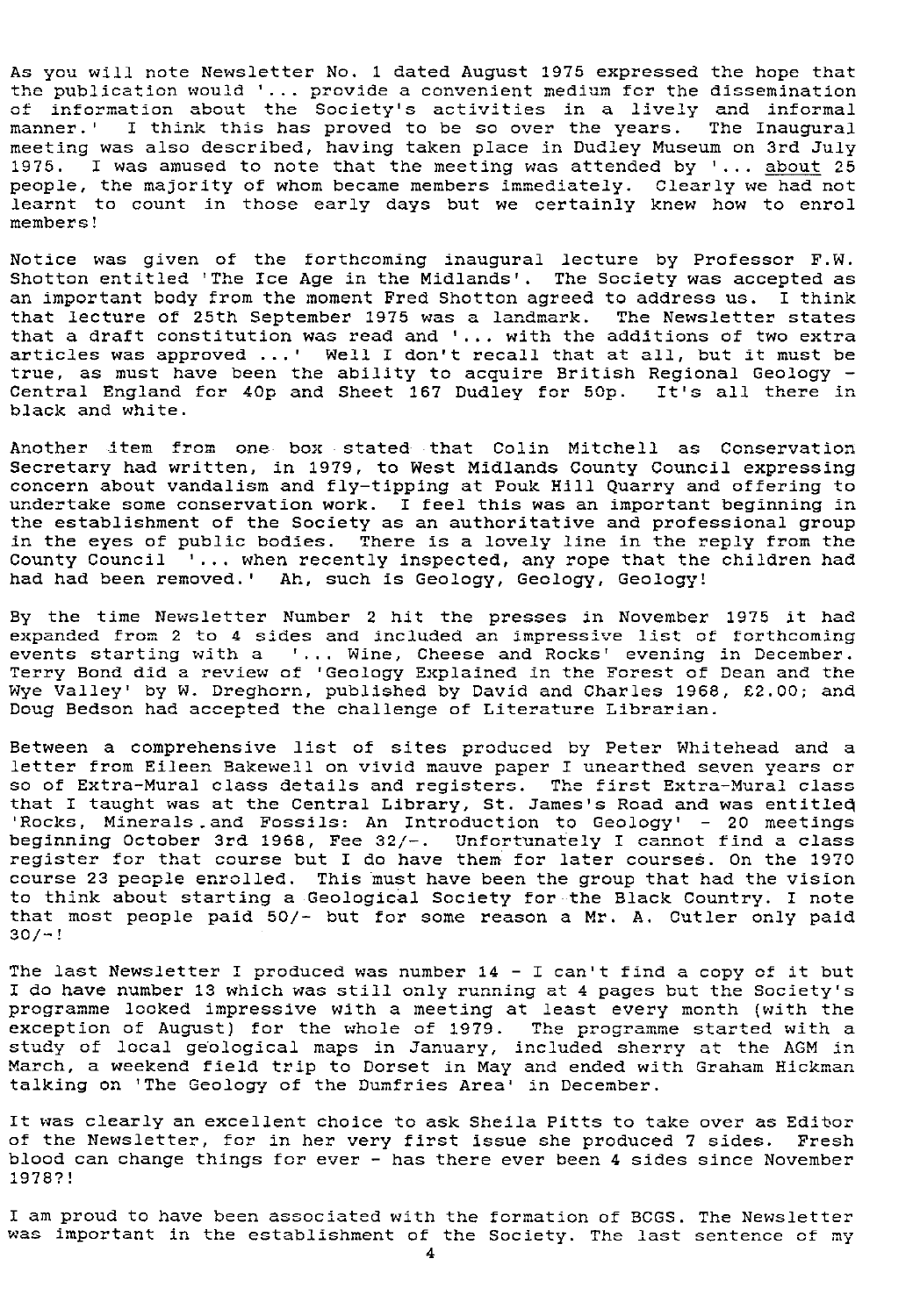As you will note Newsletter No. 1 dated August 1975 expressed the hope that the publication would '... provide a convenient medium for the dissemination of information about the Society's activities in a lively and informal manner.' I think this has proved to be so over the years. The Inaugural meeting was also described, having taken place in Dudley Museum on 3rd July 1975. I was amused to note that the meeting was attended by '... about 25 people, the majority of whom became members immediately. Clearly we had not learnt to count in those early days but we certainly knew how to enrol members!

Notice was given of the forthcoming inaugural lecture by Professor F.W. Shotton entitled 'The Ice Age in the Midlands'. The Society was accepted as an important body from the moment Fred Shotton agreed to address us. I think that lecture of 25th September 1975 was a landmark. The Newsletter states that a draft constitution was read and '... with the additions of two extra articles was approved ...' Well I don't recall that at all, but it must be true, as must have been the ability to acquire British Regional Geology - Central England for 40p and Sheet 167 Dudley for 50p. It's all there in black and white.

Another item from one box stated that Colin Mitchell as Conservation Secretary had written, in 1979, to West Midlands County Council expressing concern about vandalism and fly-tipping at Pouk Hill Quarry and offering to undertake some conservation work. I feel this was an important beginning in the establishment of the Society as an authoritative and professional group in the eyes of public bodies. There is a lovely line in the reply from the County Council '... when recently inspected, any rope that the children had had had been removed.' Ah, such is Geology, Geology, Geology!

By the time Newsletter Number 2 hit the presses in November 1975 it had expanded from 2 to 4 sides and included an impressive list of forthcoming events starting with a '... Wine, Cheese and Rocks' evening in December. Terry Bond did a review of 'Geology Explained in the Forest of Dean and the Wye Valley' by W. Dreghorn, published by David and Charles 1968, £2.00; and Doug Bedson had accepted the challenge of Literature Librarian.

Between a comprehensive list of sites produced by Peter Whitehead and a letter from Eileen Bakewell on vivid mauve paper I unearthed seven years or so of Extra-Mural class details and registers. The first Extra-Mural class that I taught was at the Central Library, St. James's Road and was entitled 'Rocks, Minerals and Fossils: An Introduction to Geology' - 20 meetings beginning October 3rd 1968, Fee 32/-. Unfortunately I cannot find a class register for that course but I do have them for later courses. On the 1970 course 23 people enrolled. This must have been the group that had the vision to think about starting a Geological Society for the Black Country. I note that most people paid 50/- but for some reason a Mr. A. Cutler only paid 30/-!

The last Newsletter I produced was number 14 - I can't find a copy of it but I do have number 13 which was still only running at 4 pages but the Society's programme looked impressive with a meeting at least every month (with the exception of August) for the whole of 1979. The programme started with a study of local geological maps in January, included sherry at the AGM in March, a weekend field trip to Dorset in May and ended with Graham Hickman talking on 'The Geology of the Dumfries Area' in December.

It was clearly an excellent choice to ask Sheila Pitts to take over as Editor of the Newsletter, for in her very first issue she produced 7 sides. Fresh blood can change things for ever - has there ever been 4 sides since November 1978?!

I am proud to have been associated with the formation of BCGS. The Newsletter was important in the establishment of the Society. The last sentence of my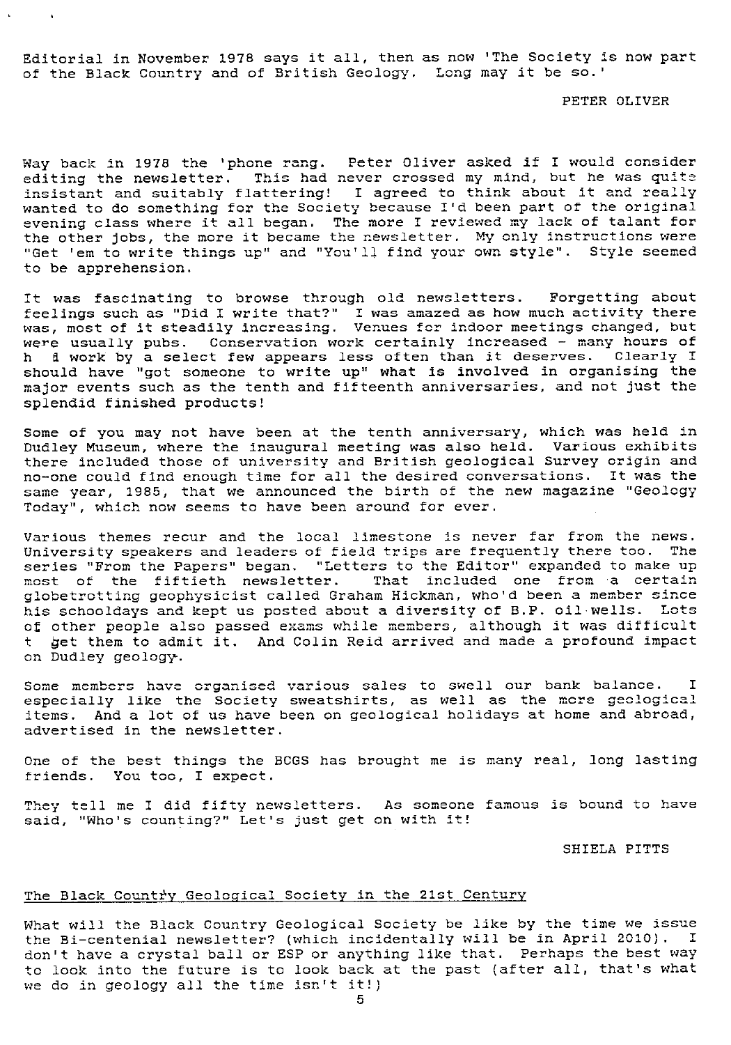Editorial in November 1978 says it all, then as now 'The Society is now part of the Black Country and of British Geology. Long may it be so.'

PETER OLIVER

Way back in 1978 the 'phone rang. Peter Oliver asked if I would consider editing the newsletter. This had never crossed my mind, but he was quite insistant and suitably flattering! I agreed to think about it and really wanted to do something for the Society because I'd been part of the original evening class where it all began. The more I reviewed my lack of talant for the other jobs, the more it became the newsletter. My only instructions were "Get 'em to write things up" and "You'll find your own style". Style seemed to be apprehension.

It was fascinating to browse through old newsletters. Forgetting about feelings such as "Did I write that?" I was amazed as how much activity there was, most of it steadily increasing. Venues for indoor meetings changed, but were usually pubs. Conservation work certainly increased - many hours of hard work by a select few appears less often than it deserves. Clearly I should have "got someone to write up" what is involved in organising the major events such as the tenth and fifteenth anniversaries, and not just the splendid finished products!

Some of you may not have been at the tenth anniversary, which was held in Dudley Museum, where the inaugural meeting was also held. Various exhibits there included those of university and British geological Survey origin and no-one could find enough time for all the desired conversations. It was the same year, 1985, that we announced the birth of the new magazine "Geology Today", which now seems to have been around for ever.

Various themes recur and the local limestone is never far from the news. University speakers and leaders of field trips are frequently there too. The series "From the Papers" began. "Letters to the Editor" expanded to make up most of the fiftieth newsletter. That included one from a certain globetrotting geophysicist called Graham Hickman, who'd been a member since his schooldays and kept us posted about a diversity of B.P. oil wells. Lots of other people also passed exams while members, although it was difficult to get them to admit it. And Colin Reid arrived and made a profound impact on Dudley geology.

Some members have organised various sales to swell our bank balance. I especially like the Society sweatshirts, as well as the more geological items. And a lot of us have been on geological holidays at home and abroad, advertised in the newsletter.

One of the best things the BCGS has brought me is many real, long lasting friends. You too, I expect.

They tell me I did fifty newsletters. As someone famous is bound to have said, "Who's counting?" Let's just get on with it!

SHIELA PITTS

## The Black Country Geological Society in the 21st Century

What will the Black Country Geological Society be like by the time we issue the Bi-centenial newsletter? (which incidentally will be in April 2010). I don't have a crystal ball or ESP or anything like that. Perhaps the best way to look into the future is to look back at the past (after all, that's what we do in geology all the time isn't it!)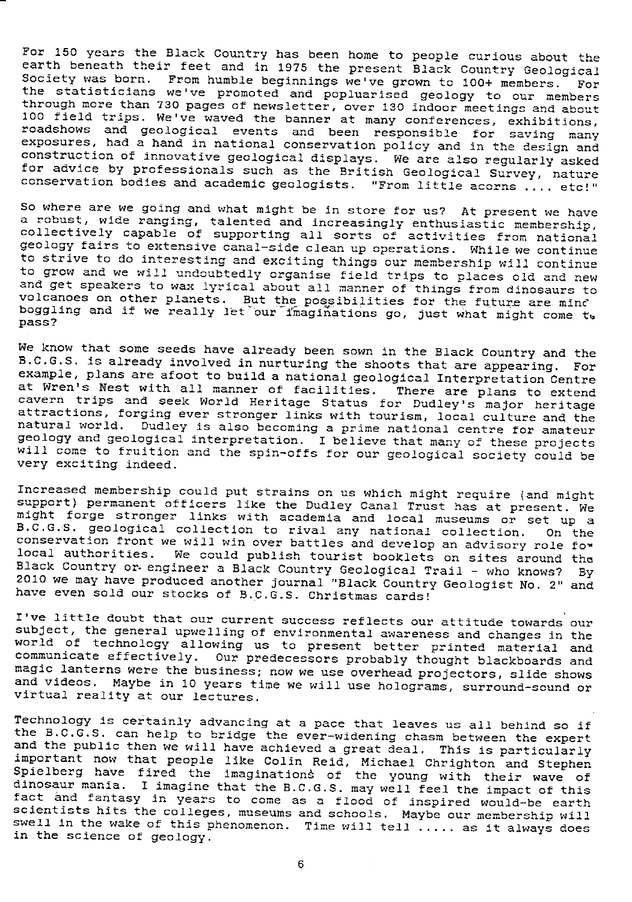For 150 years the Black Country has been home to people curious about the earth beneath their feet and in 1975 the present Black Country Geological Society was born. From humble beginnings we've grown to 100+ members. For the statisticians we've promoted and popluarised geology to our members through more than 730 pages of newsletter, over 130 indoor meetings and about 100 field trips. We've waved the banner at many conferences, exhibitions, roadshows and geological events and been responsible for saving many exposures, had a hand in national conservation policy and in the design and construction of innovative geological displays. We are also regularly asked for advice by professionals such as the British Geological Survey, nature conservation bodies and academic geologists. "From little acorns .... etc!"

So where are we going and what might be in store for us? At present we have a robust, wide ranging, talented and increasingly enthusiastic membership, collectively capable of supporting all sorts of activities from national geology fairs to extensive canal-side clean up operations. While we continue to strive to do interesting and exciting things our membership will continue to grow and we will undoubtedly organise field trips to places old and new and get speakers to wax lyrical about all manner of things from dinosaurs to volcanoes on other planets. But the possibilities for the future are mind boggling and if we really let our imaginations go, just what might come to pass?

We know that some seeds have already been sown in the Black Country and the B.C.G.S. is already involved in nurturing the shoots that are appearing. For example, plans are afoot to build a national geological Interpretation Centre at Wren's Nest with all manner of facilities. There are plans to extend cavern trips and seek World Heritage Status for Dudley's major heritage attractions, forging ever stronger links with tourism, local culture and the natural world. Dudley is also becoming a prime national centre for amateur geology and geological interpretation. I believe that many of these projects will come to fruition and the spin-offs for our geological society could be very exciting indeed.

Increased membership could put strains on us which might require (and might support) permanent officers like the Dudley Canal Trust has at present. We might forge stronger links with academia and local museums or set up a B.C.G.S. geological collection to rival any national collection. On the conservation front we will win over battles and develop an advisory role for local authorities. We could publish tourist booklets on sites around the Black Country or engineer a Black Country Geological Trail - who knows? By 2010 we may have produced another journal "Black Country Geologist No. 2" and have even sold our stocks of B.C.G.S. Christmas cards!

I've little doubt that our current success reflects our attitude towards our subject, the general upwelling of environmental awareness and changes in the world of technology allowing us to present better printed material and communicate effectively. Our predecessors probably thought blackboards and magic lanterns were the business; now we use overhead projectors, slide shows and videos. Maybe in 10 years time we will use holograms, surround-sound or virtual reality at our lectures.

Technology is certainly advancing at a pace that leaves us all behind so if the B.C.G.S. can help to bridge the ever-widening chasm between the expert and the public then we will have achieved a great deal. This is particularly important now that people like Colin Reid, Michael Chrighton and Stephen Spielberg have fired the imaginations of the young with their wave of dinosaur mania. I imagine that the B.C.G.S. may well feel the impact of this fact and fantasy in years to come as a flood of inspired would-be earth scientists hits the colleges, museums and schools. Maybe our membership will swell in the wake of this phenomenon. Time will tell ..... as it always does in the science of geology.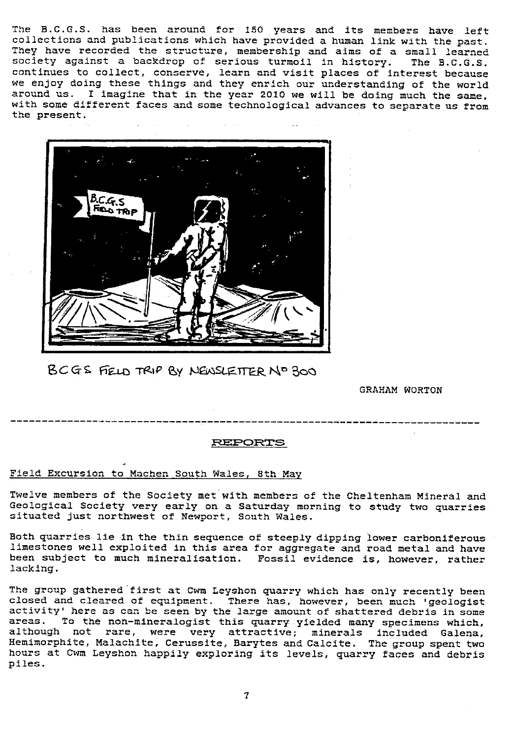The B.C.G.S. has been around for 150 years and its members have left collections and publications which have provided a human link with the past. They have recorded the structure, membership and aims of a small learned society against a backdrop of serious turmoil in history. The B.C.G.S. continues to collect, conserve, learn and visit places of interest because we enjoy doing these things and they enrich our understanding of the world around us. I imagine that in the year 2010 we will be doing much the same, with some different faces and some technological advances to separate us from the present.

BCGS FIELD TRIP BY NEWSLETTER No 300

GRAHAM WORTON

---

## REPORTS

### Field Excursion to Machen South Wales, 8th May

Twelve members of the Society met with members of the Cheltenham Mineral and Geological Society very early on a Saturday morning to study two quarries situated just northwest of Newport, South Wales.

Both quarries lie in the thin sequence of steeply dipping lower carboniferous limestones well exploited in this area for aggregate and road metal and have been subject to much mineralisation. Fossil evidence is, however, rather lacking.

The group gathered first at Cwm Leyshon quarry which has only recently been closed and cleared of equipment. There has, however, been much 'geologist activity' here as can be seen by the large amount of shattered debris in some areas. To the non-mineralogist this quarry yielded many specimens which, although not rare, were very attractive; minerals included Galena, Hemimorphite, Malachite, Cerussite, Barytes and Calcite. The group spent two hours at Cwm Leyshon happily exploring its levels, quarry faces and debris piles.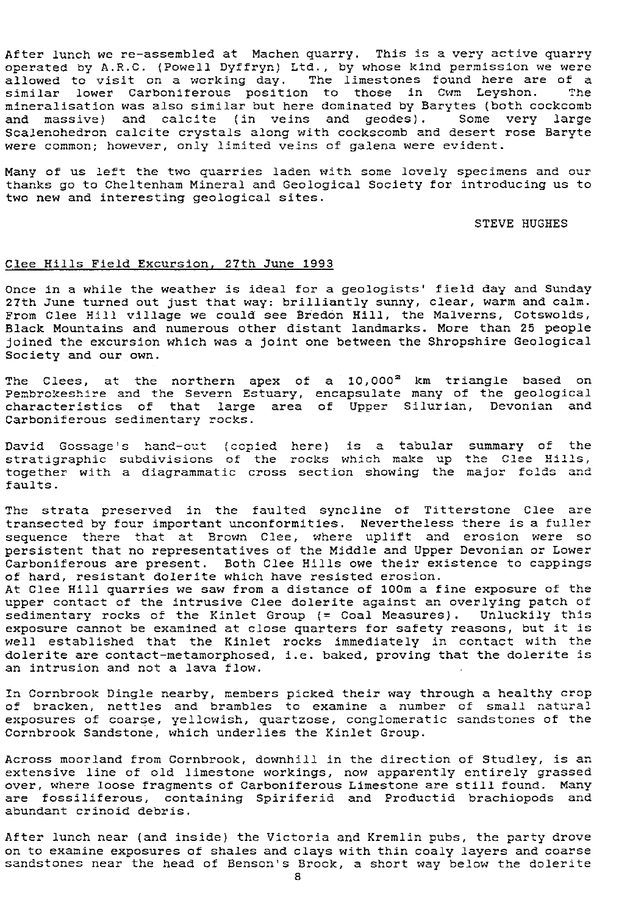After lunch we re-assembled at Machen quarry. This is a very active quarry operated by A.R.C. (Powell Dyffryn) Ltd., by whose kind permission we were allowed to visit on a working day. The limestones found here are of a similar lower Carboniferous position to those in Cwm Leyshon. The mineralisation was also similar but here dominated by Barytes (both cockcomb and massive) and calcite (in veins and geodes). Some very large Scalenohedron calcite crystals along with cockscomb and desert rose Baryte were common; however, only limited veins of galena were evident.

Many of us left the two quarries laden with some lovely specimens and our thanks go to Cheltenham Mineral and Geological Society for introducing us to two new and interesting geological sites.

STEVE HUGHES

## Clee Hills Field Excursion, 27th June 1993

Once in a while the weather is ideal for a geologists' field day and Sunday 27th June turned out just that way: brilliantly sunny, clear, warm and calm. From Clee Hill village we could see Bredon Hill, the Malverns, Cotswolds, Black Mountains and numerous other distant landmarks. More than 25 people joined the excursion which was a joint one between the Shropshire Geological Society and our own.

The Clees, at the northern apex of a $10,000^2$ km triangle based on Pembrokeshire and the Severn Estuary, encapsulate many of the geological characteristics of that large area of Upper Silurian, Devonian and Carboniferous sedimentary rocks.

David Gossage's hand-out (copied here) is a tabular summary of the stratigraphic subdivisions of the rocks which make up the Clee Hills, together with a diagrammatic cross section showing the major folds and faults.

The strata preserved in the faulted syncline of Titterstone Clee are transected by four important unconformities. Nevertheless there is a fuller sequence there that at Brown Clee, where uplift and erosion were so persistent that no representatives of the Middle and Upper Devonian or Lower Carboniferous are present. Both Clee Hills owe their existence to cappings of hard, resistant dolerite which have resisted erosion.
At Clee Hill quarries we saw from a distance of 100m a fine exposure of the upper contact of the intrusive Clee dolerite against an overlying patch of sedimentary rocks of the Kinlet Group (= Coal Measures). Unluckily this exposure cannot be examined at close quarters for safety reasons, but it is well established that the Kinlet rocks immediately in contact with the dolerite are contact-metamorphosed, i.e. baked, proving that the dolerite is an intrusion and not a lava flow.

In Cornbrook Dingle nearby, members picked their way through a healthy crop of bracken, nettles and brambles to examine a number of small natural exposures of coarse, yellowish, quartzose, conglomeratic sandstones of the Cornbrook Sandstone, which underlies the Kinlet Group.

Across moorland from Cornbrook, downhill in the direction of Studley, is an extensive line of old limestone workings, now apparently entirely grassed over, where loose fragments of Carboniferous Limestone are still found. Many are fossiliferous, containing Spiriferid and Productid brachiopods and abundant crinoid debris.

After lunch near (and inside) the Victoria and Kremlin pubs, the party drove on to examine exposures of shales and clays with thin coaly layers and coarse sandstones near the head of Benson's Brook, a short way below the dolerite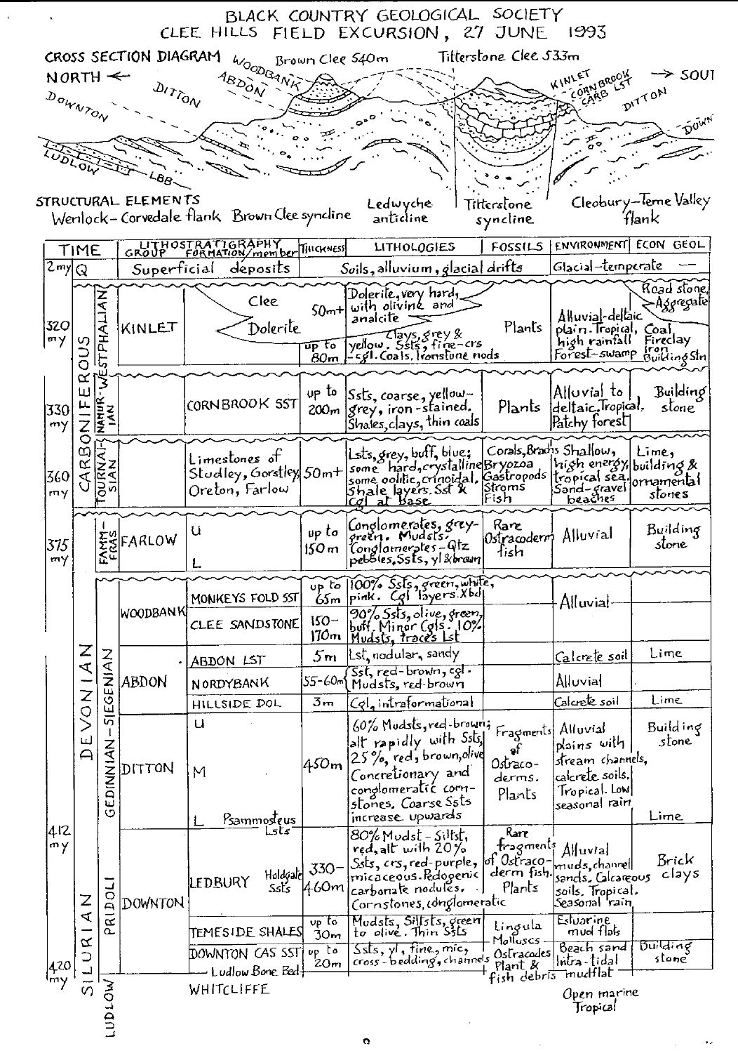# BLACK COUNTRY GEOLOGICAL SOCIETY
## CLEE HILLS FIELD EXCURSION, 27 JUNE 1993

**CROSS SECTION DIAGRAM**

NORTH ← Brown Clee 540m — Titterstone Clee 533m → SOUTH

Labels: Downton, Ditton, Abdon, Woodbank, Ludlow, LBB, Kinlet, Cornbrook, Carb Lst, Ditton, Downton

**STRUCTURAL ELEMENTS**

Wenlock–Corvedale flank | Brown Clee syncline | Ledwyche anticline | Titterstone syncline | Cleobury–Teme Valley flank

| TIME | | | LITHOSTRATIGRAPHY GROUP | FORMATION/member | THICKNESS | LITHOLOGIES | FOSSILS | ENVIRONMENT | ECON GEOL |
|---|---|---|---|---|---|---|---|---|---|
| 2my | Q | | Superficial deposits | | | Soils, alluvium, glacial drifts | | Glacial–temperate | — |
| 320 my | CARBONIFEROUS | WESTPHALIAN | KINLET | Clee Dolerite | 50m+ | Dolerite, very hard, with olivine and analcite | | | Road stone, Aggregate |
| | | | | | up to 80m | Clays, grey & yellow. Ssts, fine–crs –cgl. Coals. Ironstone nods | Plants | Alluvial-deltaic plain. Tropical, high rainfall. Forest–swamp | Coal, Fireclay, Iron, Building Stn |
| 330 my | | NAMURIAN | | CORNBROOK SST | up to 200m | Ssts, coarse, yellow-grey, iron-stained. Shales, clays, thin coals | Plants | Alluvial to deltaic. Tropical. Patchy forest | Building stone |
| 360 my | | TOURNAISIAN | | Limestones of Studley, Gorstley, Oreton, Farlow | 50m+ | Lsts, grey, buff, blue; some hard, crystalline, some oolitic, crinoidal. Shale layers. Sst & Cgl at base | Corals, Brachs, Bryozoa, Gastropods, Stroms, Fish | Shallow, high energy, tropical sea. Sand–gravel beaches | Lime, building & ornamental stones |
| 375 my | DEVONIAN | FAMM–FRAS | FARLOW | U / L | up to 150m | Conglomerates, grey-green. Mudsts. Conglomerates – Qtz pebbles, Ssts, yl & brown | Rare Ostracoderm fish | Alluvial | Building stone |
| | | GEDINNIAN–SIEGENIAN | WOODBANK | MONKEYS FOLD SST | up to 65m | 100% Ssts, green, white, pink. Cgl layers. X bd | | Alluvial | |
| | | | | CLEE SANDSTONE | 150–170m | 90% Ssts, olive, green, buff. Minor Cgls. 10% Mudsts, traces Lst | | | |
| | | | ABDON | ABDON LST | 5m | Lst, nodular, sandy | | Calcrete soil | Lime |
| | | | | NORDYBANK | 55–60m | Sst, red-brown, cgl. Mudsts, red-brown | | Alluvial | |
| | | | | HILLSIDE DOL | 3m | Cgl, intraformational | | Calcrete soil | Lime |
| | | | DITTON | U / M / L Psammosteus Lsts | 450m | 60% Mudsts, red-brown; alt rapidly with Ssts, 25%, red, brown, olive. Concretionary and conglomeratic cornstones. Coarse Ssts increase upwards | Fragments of Ostracoderms. Plants | Alluvial plains with stream channels, calcrete soils. Tropical. Low seasonal rain | Building stone; Lime |
| 412 my | SILURIAN | PRIDOLI | DOWNTON | LEDBURY (Holdgate Ssts) | 330–460m | 80% Mudst–Siltst, red, alt with 20% Ssts, crs, red-purple, micaceous. Pedogenic carbonate nodules. Cornstones, conglomeratic | Rare fragments of Ostracoderm fish. Plants | Alluvial muds, channel sands. Calcareous soils. Tropical. Seasonal rain | Brick clays |
| | | | | TEMESIDE SHALES | up to 30m | Mudsts, Siltsts, green to olive. Thin Ssts | Lingula, Molluscs | Estuarine mud flats | |
| | | | | DOWNTON CAS SST | up to 20m | Ssts, yl, fine, mic, cross-bedding, channels | Ostracodes, Plant & fish debris | Beach sand, Intra-tidal mudflat | Building stone |
| 420 my | | | | Ludlow Bone Bed | | | | | |
| | | LUDLOW | | WHITCLIFFE | | | | Open marine, Tropical | |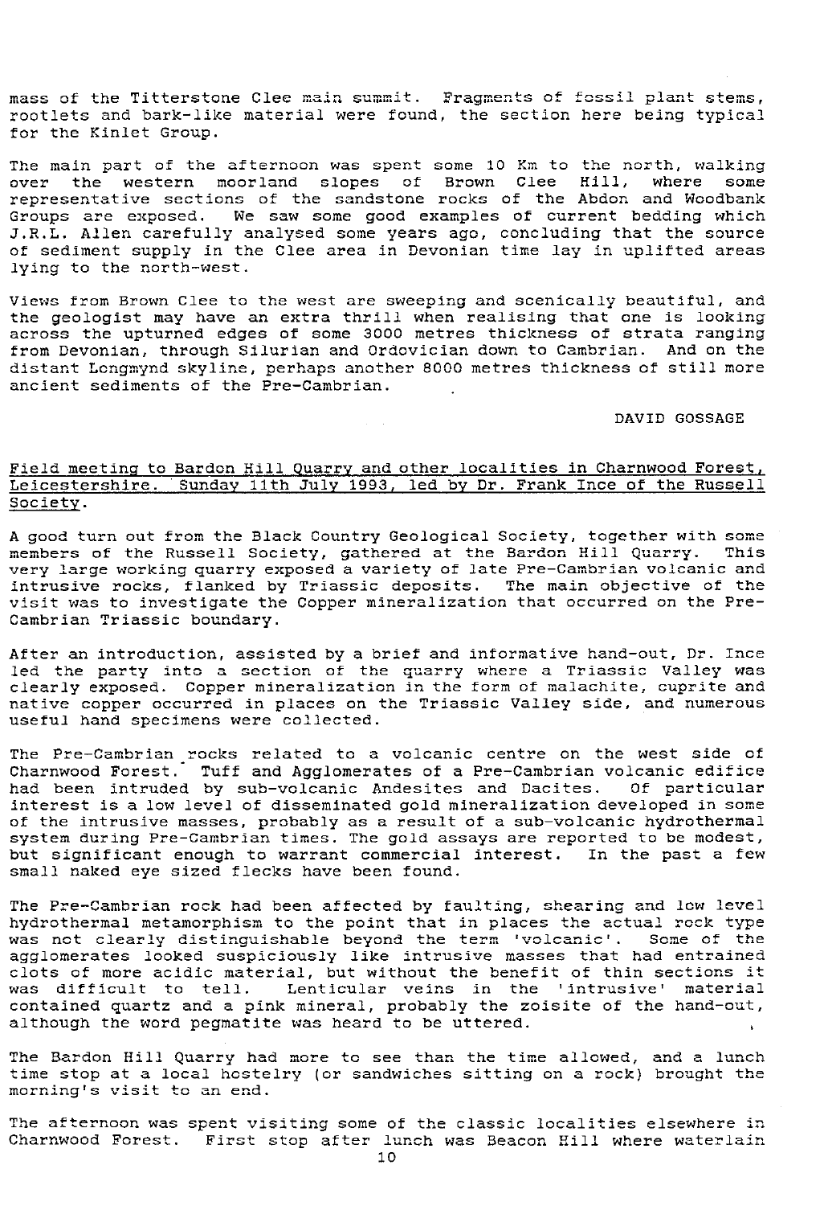mass of the Titterstone Clee main summit. Fragments of fossil plant stems, rootlets and bark-like material were found, the section here being typical for the Kinlet Group.

The main part of the afternoon was spent some 10 Km to the north, walking over the western moorland slopes of Brown Clee Hill, where some representative sections of the sandstone rocks of the Abdon and Woodbank Groups are exposed. We saw some good examples of current bedding which J.R.L. Allen carefully analysed some years ago, concluding that the source of sediment supply in the Clee area in Devonian time lay in uplifted areas lying to the north-west.

Views from Brown Clee to the west are sweeping and scenically beautiful, and the geologist may have an extra thrill when realising that one is looking across the upturned edges of some 3000 metres thickness of strata ranging from Devonian, through Silurian and Ordovician down to Cambrian. And on the distant Longmynd skyline, perhaps another 8000 metres thickness of still more ancient sediments of the Pre-Cambrian.

DAVID GOSSAGE

## Field meeting to Bardon Hill Quarry and other localities in Charnwood Forest, Leicestershire. Sunday 11th July 1993, led by Dr. Frank Ince of the Russell Society.

A good turn out from the Black Country Geological Society, together with some members of the Russell Society, gathered at the Bardon Hill Quarry. This very large working quarry exposed a variety of late Pre-Cambrian volcanic and intrusive rocks, flanked by Triassic deposits. The main objective of the visit was to investigate the Copper mineralization that occurred on the Pre-Cambrian Triassic boundary.

After an introduction, assisted by a brief and informative hand-out, Dr. Ince led the party into a section of the quarry where a Triassic Valley was clearly exposed. Copper mineralization in the form of malachite, cuprite and native copper occurred in places on the Triassic Valley side, and numerous useful hand specimens were collected.

The Pre-Cambrian rocks related to a volcanic centre on the west side of Charnwood Forest. Tuff and Agglomerates of a Pre-Cambrian volcanic edifice had been intruded by sub-volcanic Andesites and Dacites. Of particular interest is a low level of disseminated gold mineralization developed in some of the intrusive masses, probably as a result of a sub-volcanic hydrothermal system during Pre-Cambrian times. The gold assays are reported to be modest, but significant enough to warrant commercial interest. In the past a few small naked eye sized flecks have been found.

The Pre-Cambrian rock had been affected by faulting, shearing and low level hydrothermal metamorphism to the point that in places the actual rock type was not clearly distinguishable beyond the term 'volcanic'. Some of the agglomerates looked suspiciously like intrusive masses that had entrained clots of more acidic material, but without the benefit of thin sections it was difficult to tell. Lenticular veins in the 'intrusive' material contained quartz and a pink mineral, probably the zoisite of the hand-out, although the word pegmatite was heard to be uttered.

The Bardon Hill Quarry had more to see than the time allowed, and a lunch time stop at a local hostelry (or sandwiches sitting on a rock) brought the morning's visit to an end.

The afternoon was spent visiting some of the classic localities elsewhere in Charnwood Forest. First stop after lunch was Beacon Hill where waterlain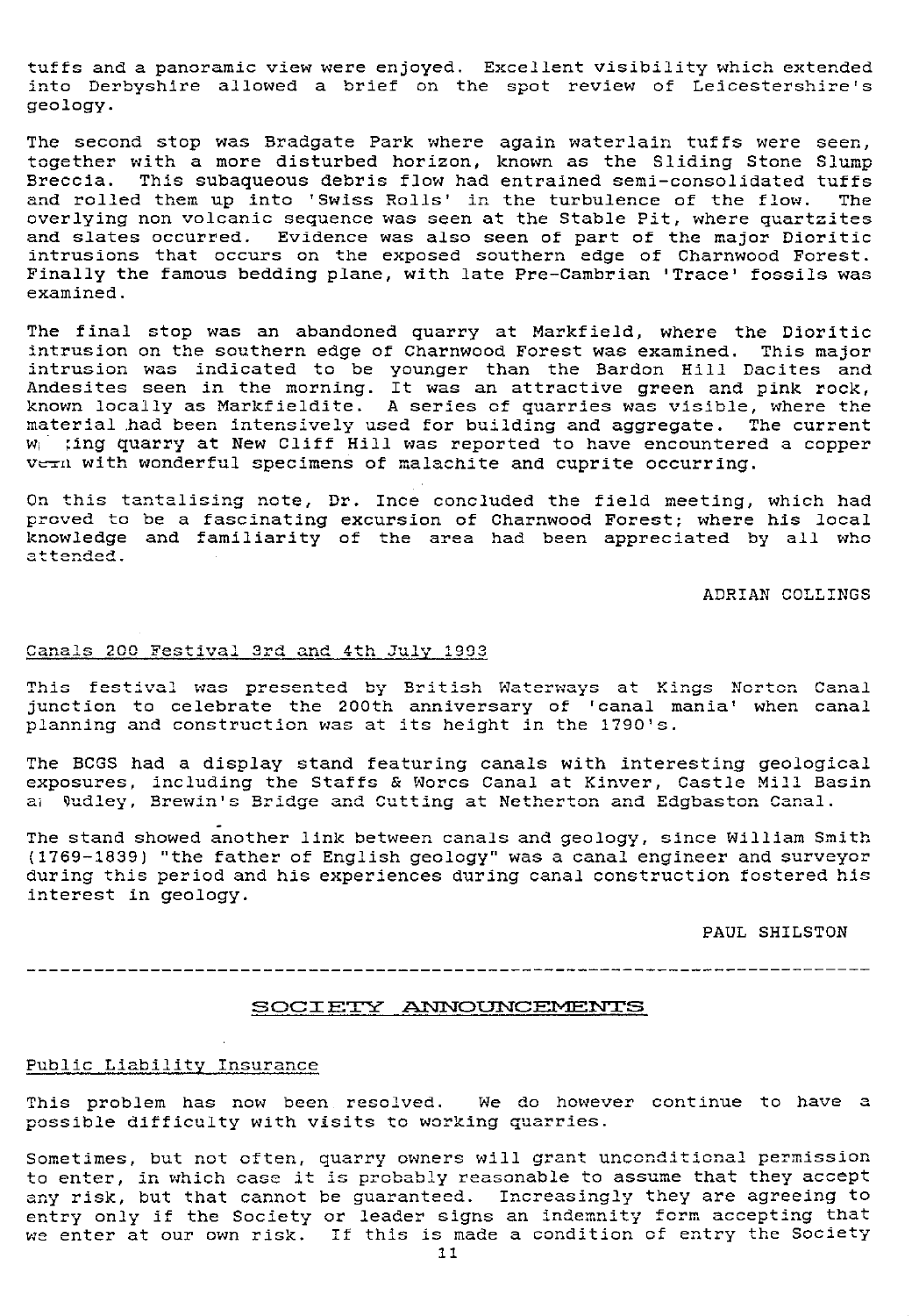tuffs and a panoramic view were enjoyed. Excellent visibility which extended into Derbyshire allowed a brief on the spot review of Leicestershire's geology.

The second stop was Bradgate Park where again waterlain tuffs were seen, together with a more disturbed horizon, known as the Sliding Stone Slump Breccia. This subaqueous debris flow had entrained semi-consolidated tuffs and rolled them up into 'Swiss Rolls' in the turbulence of the flow. The overlying non volcanic sequence was seen at the Stable Pit, where quartzites and slates occurred. Evidence was also seen of part of the major Dioritic intrusions that occurs on the exposed southern edge of Charnwood Forest. Finally the famous bedding plane, with late Pre-Cambrian 'Trace' fossils was examined.

The final stop was an abandoned quarry at Markfield, where the Dioritic intrusion on the southern edge of Charnwood Forest was examined. This major intrusion was indicated to be younger than the Bardon Hill Dacites and Andesites seen in the morning. It was an attractive green and pink rock, known locally as Markfieldite. A series of quarries was visible, where the material had been intensively used for building and aggregate. The current working quarry at New Cliff Hill was reported to have encountered a copper vein with wonderful specimens of malachite and cuprite occurring.

On this tantalising note, Dr. Ince concluded the field meeting, which had proved to be a fascinating excursion of Charnwood Forest; where his local knowledge and familiarity of the area had been appreciated by all who attended.

ADRIAN COLLINGS

Canals 200 Festival 3rd and 4th July 1993

This festival was presented by British Waterways at Kings Norton Canal junction to celebrate the 200th anniversary of 'canal mania' when canal planning and construction was at its height in the 1790's.

The BCGS had a display stand featuring canals with interesting geological exposures, including the Staffs & Worcs Canal at Kinver, Castle Mill Basin at Dudley, Brewin's Bridge and Cutting at Netherton and Edgbaston Canal.

The stand showed another link between canals and geology, since William Smith (1769-1839) "the father of English geology" was a canal engineer and surveyor during this period and his experiences during canal construction fostered his interest in geology.

PAUL SHILSTON

---

## SOCIETY ANNOUNCEMENTS

Public Liability Insurance

This problem has now been resolved. We do however continue to have a possible difficulty with visits to working quarries.

Sometimes, but not often, quarry owners will grant unconditional permission to enter, in which case it is probably reasonable to assume that they accept any risk, but that cannot be guaranteed. Increasingly they are agreeing to entry only if the Society or leader signs an indemnity form accepting that we enter at our own risk. If this is made a condition of entry the Society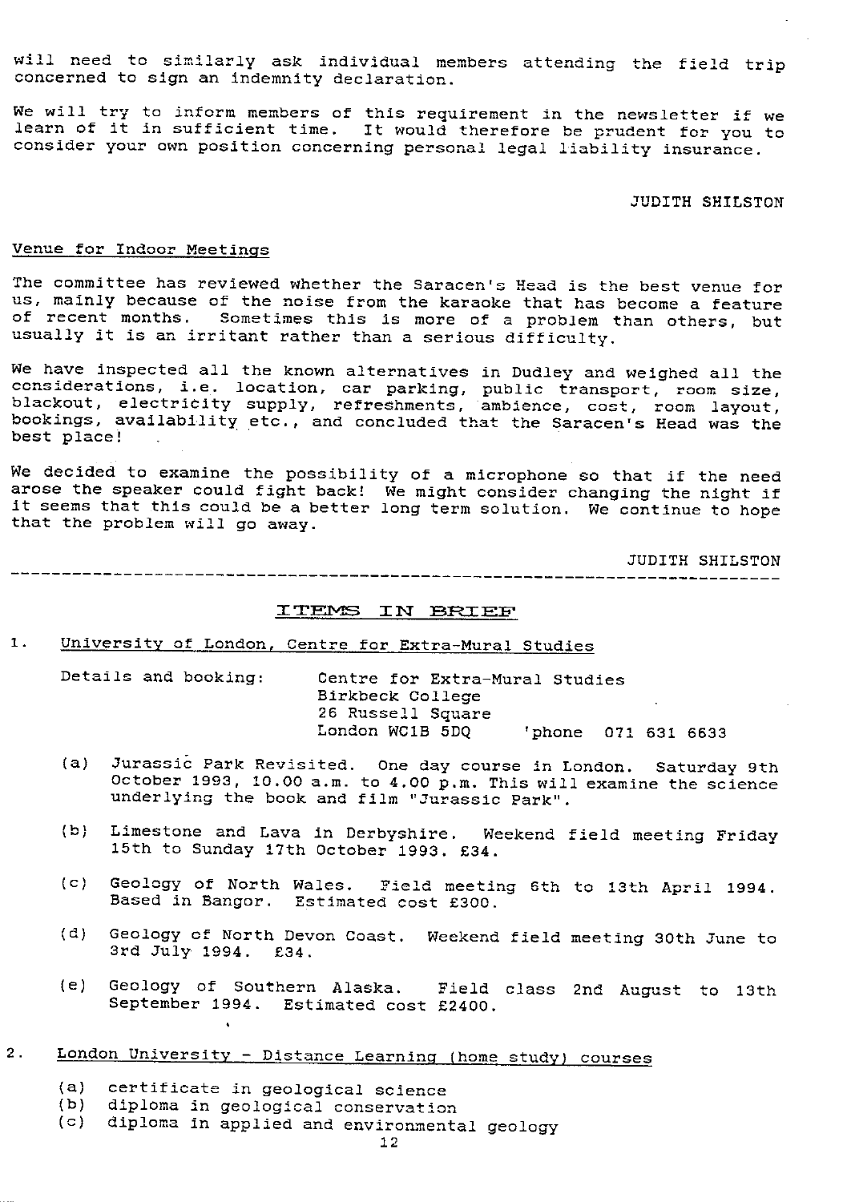will need to similarly ask individual members attending the field trip concerned to sign an indemnity declaration.

We will try to inform members of this requirement in the newsletter if we learn of it in sufficient time. It would therefore be prudent for you to consider your own position concerning personal legal liability insurance.

JUDITH SHILSTON

## Venue for Indoor Meetings

The committee has reviewed whether the Saracen's Head is the best venue for us, mainly because of the noise from the karaoke that has become a feature of recent months. Sometimes this is more of a problem than others, but usually it is an irritant rather than a serious difficulty.

We have inspected all the known alternatives in Dudley and weighed all the considerations, i.e. location, car parking, public transport, room size, blackout, electricity supply, refreshments, ambience, cost, room layout, bookings, availability etc., and concluded that the Saracen's Head was the best place!

We decided to examine the possibility of a microphone so that if the need arose the speaker could fight back! We might consider changing the night if it seems that this could be a better long term solution. We continue to hope that the problem will go away.

JUDITH SHILSTON

---

## ITEMS IN BRIEF

1. University of London, Centre for Extra-Mural Studies

   Details and booking: Centre for Extra-Mural Studies
   Birkbeck College
   26 Russell Square
   London WC1B 5DQ 'phone 071 631 6633

   (a) Jurassic Park Revisited. One day course in London. Saturday 9th October 1993, 10.00 a.m. to 4.00 p.m. This will examine the science underlying the book and film "Jurassic Park".

   (b) Limestone and Lava in Derbyshire. Weekend field meeting Friday 15th to Sunday 17th October 1993. £34.

   (c) Geology of North Wales. Field meeting 6th to 13th April 1994. Based in Bangor. Estimated cost £300.

   (d) Geology of North Devon Coast. Weekend field meeting 30th June to 3rd July 1994. £34.

   (e) Geology of Southern Alaska. Field class 2nd August to 13th September 1994. Estimated cost £2400.

2. London University - Distance Learning (home study) courses

   (a) certificate in geological science
   (b) diploma in geological conservation
   (c) diploma in applied and environmental geology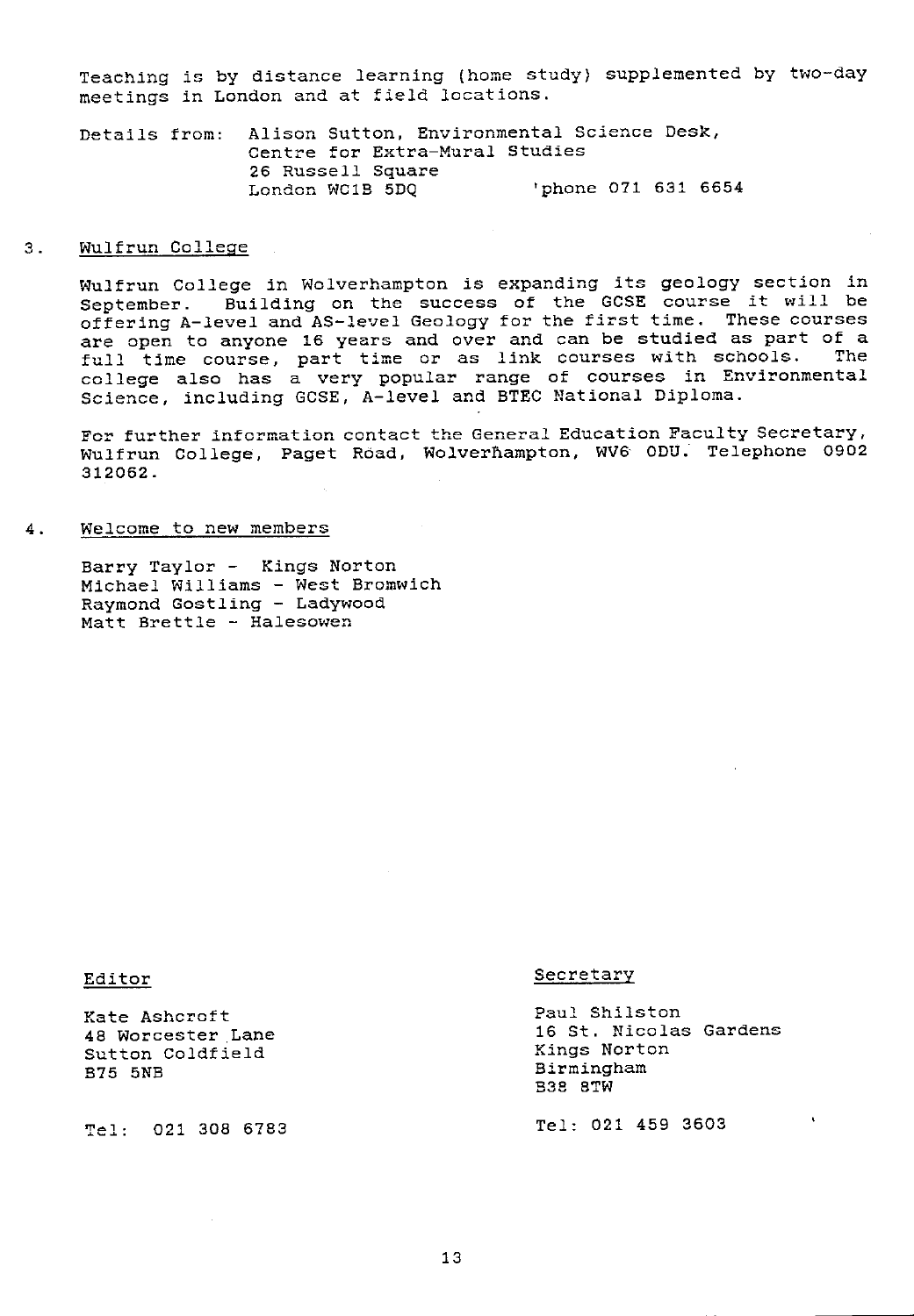Teaching is by distance learning (home study) supplemented by two-day meetings in London and at field locations.

Details from: Alison Sutton, Environmental Science Desk,
Centre for Extra-Mural Studies
26 Russell Square
London WC1B 5DQ 'phone 071 631 6654

3. Wulfrun College

Wulfrun College in Wolverhampton is expanding its geology section in September. Building on the success of the GCSE course it will be offering A-level and AS-level Geology for the first time. These courses are open to anyone 16 years and over and can be studied as part of a full time course, part time or as link courses with schools. The college also has a very popular range of courses in Environmental Science, including GCSE, A-level and BTEC National Diploma.

For further information contact the General Education Faculty Secretary, Wulfrun College, Paget Road, Wolverhampton, WV6 0DU. Telephone 0902 312062.

4. Welcome to new members

Barry Taylor - Kings Norton
Michael Williams - West Bromwich
Raymond Gostling - Ladywood
Matt Brettle - Halesowen

Editor

Kate Ashcroft
48 Worcester Lane
Sutton Coldfield
B75 5NB

Tel: 021 308 6783

Secretary

Paul Shilston
16 St. Nicolas Gardens
Kings Norton
Birmingham
B38 8TW

Tel: 021 459 3603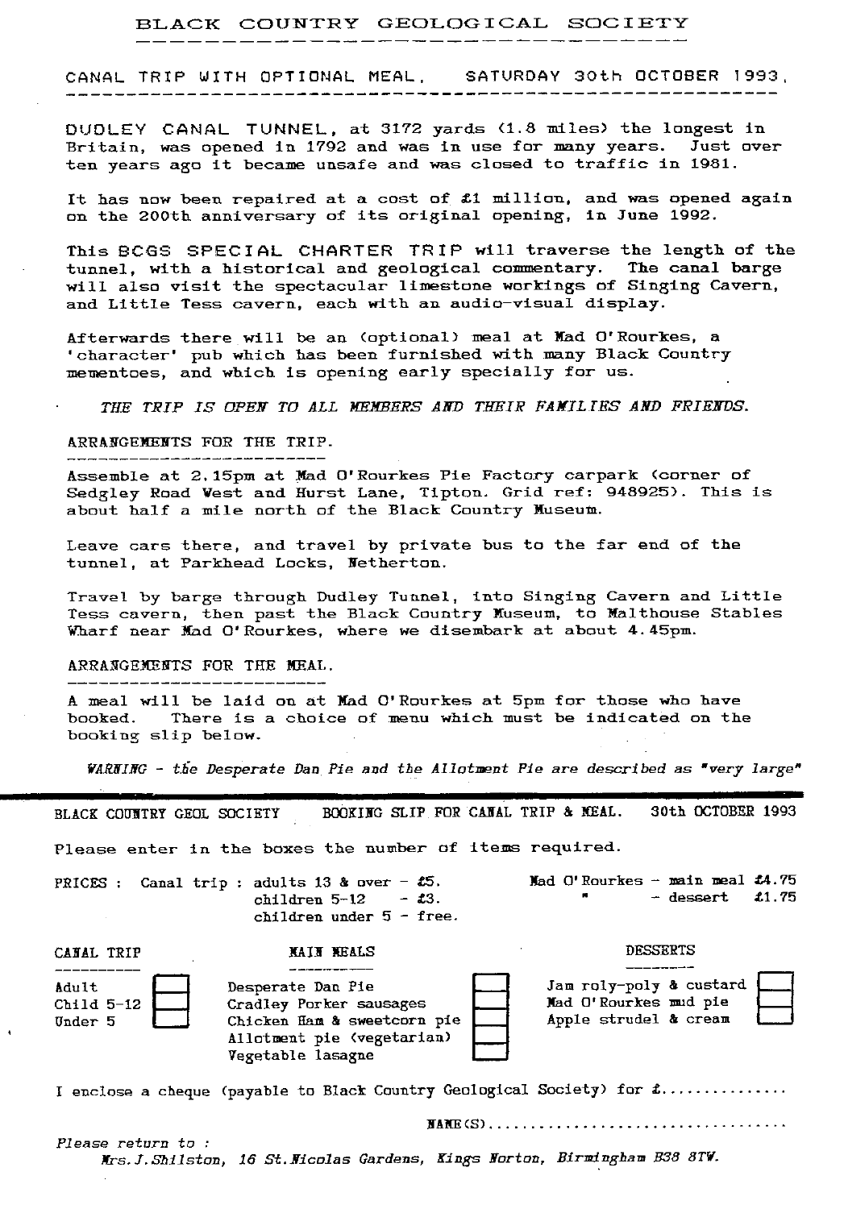# BLACK COUNTRY GEOLOGICAL SOCIETY

## CANAL TRIP WITH OPTIONAL MEAL, SATURDAY 30th OCTOBER 1993,

DUDLEY CANAL TUNNEL, at 3172 yards (1.8 miles) the longest in Britain, was opened in 1792 and was in use for many years. Just over ten years ago it became unsafe and was closed to traffic in 1981.

It has now been repaired at a cost of £1 million, and was opened again on the 200th anniversary of its original opening, in June 1992.

This BCGS SPECIAL CHARTER TRIP will traverse the length of the tunnel, with a historical and geological commentary. The canal barge will also visit the spectacular limestone workings of Singing Cavern, and Little Tess cavern, each with an audio-visual display.

Afterwards there will be an (optional) meal at Mad O'Rourkes, a 'character' pub which has been furnished with many Black Country mementoes, and which is opening early specially for us.

*THE TRIP IS OPEN TO ALL MEMBERS AND THEIR FAMILIES AND FRIENDS.*

### ARRANGEMENTS FOR THE TRIP.

Assemble at 2.15pm at Mad O'Rourkes Pie Factory carpark (corner of Sedgley Road West and Hurst Lane, Tipton. Grid ref: 948925). This is about half a mile north of the Black Country Museum.

Leave cars there, and travel by private bus to the far end of the tunnel, at Parkhead Locks, Netherton.

Travel by barge through Dudley Tunnel, into Singing Cavern and Little Tess cavern, then past the Black Country Museum, to Malthouse Stables Wharf near Mad O'Rourkes, where we disembark at about 4.45pm.

### ARRANGEMENTS FOR THE MEAL.

A meal will be laid on at Mad O'Rourkes at 5pm for those who have booked. There is a choice of menu which must be indicated on the booking slip below.

*WARNING - the Desperate Dan Pie and the Allotment Pie are described as "very large"*

---

BLACK COUNTRY GEOL SOCIETY BOOKING SLIP FOR CANAL TRIP & MEAL. 30th OCTOBER 1993

Please enter in the boxes the number of items required.

PRICES : Canal trip : adults 13 & over - £5.
children 5-12 - £3.
children under 5 - free.

Mad O'Rourkes - main meal £4.75
" - dessert £1.75

| CANAL TRIP | | MAIN MEALS | | DESSERTS | |
|---|---|---|---|---|---|
| Adult | ☐ | Desperate Dan Pie | ☐ | Jam roly-poly & custard | ☐ |
| Child 5-12 | ☐ | Cradley Porker sausages | ☐ | Mad O'Rourkes mud pie | ☐ |
| Under 5 | ☐ | Chicken Ham & sweetcorn pie | ☐ | Apple strudel & cream | ☐ |
| | | Allotment pie (vegetarian) | ☐ | | |
| | | Vegetable lasagne | ☐ | | |

I enclose a cheque (payable to Black Country Geological Society) for £..............

NAME(S)..................................

*Please return to :*
*Mrs.J.Shilston, 16 St.Nicolas Gardens, Kings Norton, Birmingham B38 8TW.*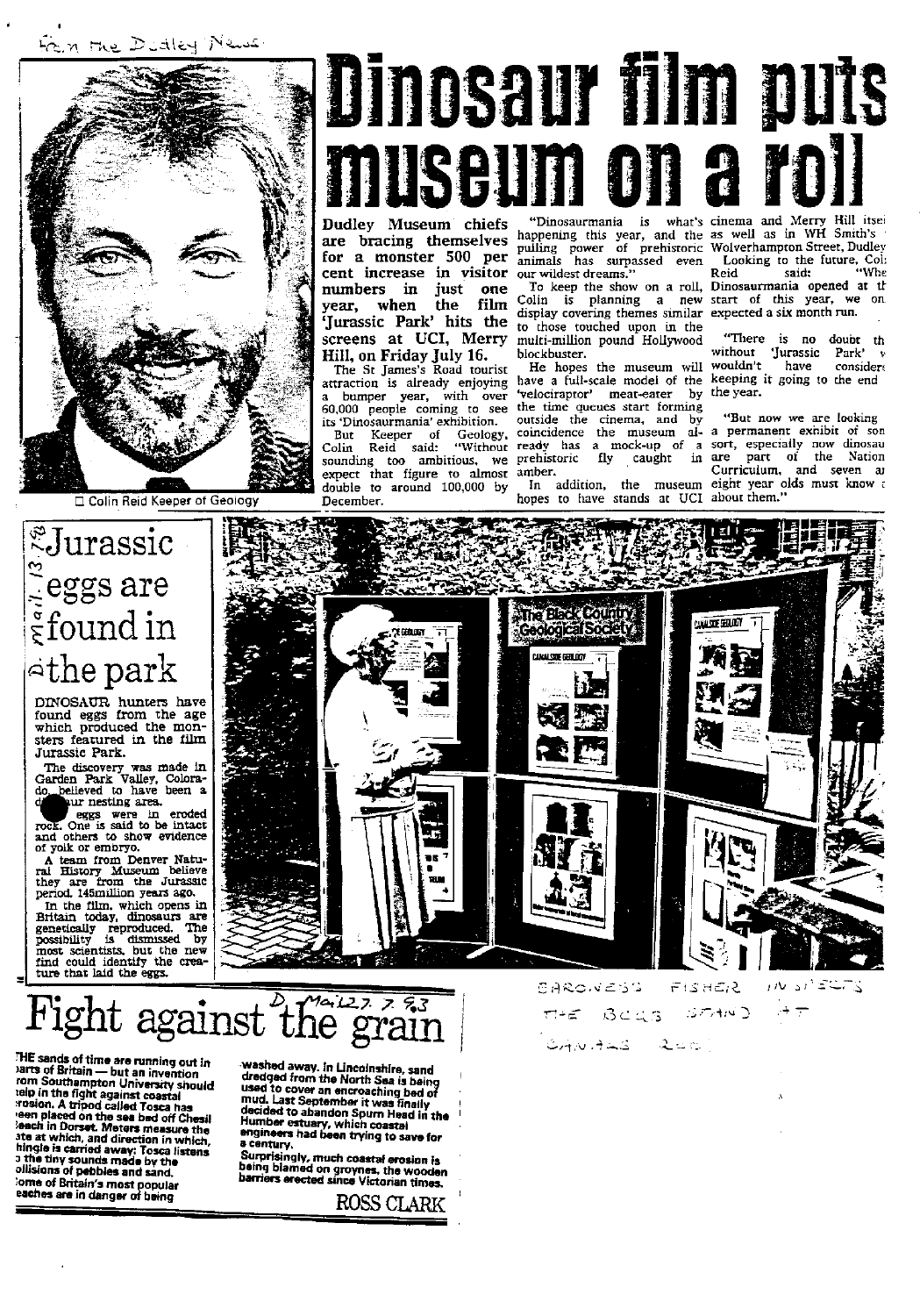From the Dudley News

# Dinosaur film puts museum on a roll

Colin Reid Keeper of Geology

**Dudley Museum chiefs are bracing themselves for a monster 500 per cent increase in visitor numbers in just one year, when the film 'Jurassic Park' hits the screens at UCI, Merry Hill, on Friday July 16.**

The St James's Road tourist attraction is already enjoying a bumper year, with over 60,000 people coming to see its 'Dinosaurmania' exhibition.

But Keeper of Geology, Colin Reid said: "Without sounding too ambitious, we expect that figure to almost double to around 100,000 by December.

"Dinosaurmania is what's happening this year, and the pulling power of prehistoric animals has surpassed even our wildest dreams."

To keep the show on a roll, Colin is planning a new display covering themes similar to those touched upon in the multi-million pound Hollywood blockbuster.

He hopes the museum will have a full-scale model of the 'velociraptor' meat-eater by the time queues start forming outside the cinema, and by coincidence the museum already has a mock-up of a prehistoric fly caught in amber.

In addition, the museum hopes to have stands at UCI cinema and Merry Hill itse[lf] as well as in WH Smith's Wolverhampton Street, Dudley

Looking to the future, Col[in] Reid said: "Whe[n] Dinosaurmania opened at th[e] start of this year, we on[ly] expected a six month run.

"There is no doubt th[at] without 'Jurassic Park' w[e] wouldn't have consider[ed] keeping it going to the end [of] the year.

"But now we are looking [at] a permanent exhibit of som[e] sort, especially now dinosau[rs] are part of the Nation[al] Curriculum, and seven a[nd] eight year olds must know a[ll] about them."

Mail 13.7.93

# Jurassic eggs are found in the park

DINOSAUR hunters have found eggs from the age which produced the monsters featured in the film Jurassic Park.

The discovery was made in Garden Park Valley, Colorado, believed to have been a dinosaur nesting area.

The eggs were in eroded rock. One is said to be intact and others to show evidence of yolk or embryo.

A team from Denver Natural History Museum believe they are from the Jurassic period, 145million years ago.

In the film, which opens in Britain today, dinosaurs are genetically reproduced. The possibility is dismissed by most scientists, but the new find could identify the creature that laid the eggs.

BARONESS FISHER INSPECTS THE BCGS STAND AT CANALS 200

D Mail 27.7.93

# Fight against the grain

THE sands of time are running out in parts of Britain — but an invention from Southampton University should help in the fight against coastal erosion. A tripod called Tosca has been placed on the sea bed off Chesil Beach in Dorset. Meters measure the rate at which, and direction in which, shingle is carried away; Tosca listens to the tiny sounds made by the collisions of pebbles and sand. Some of Britain's most popular beaches are in danger of being washed away. In Lincolnshire, sand dredged from the North Sea is being used to cover an encroaching bed of mud. Last September it was finally decided to abandon Spurn Head in the Humber estuary, which coastal engineers had been trying to save for a century.

Surprisingly, much coastal erosion is being blamed on groynes, the wooden barriers erected since Victorian times.

ROSS CLARK